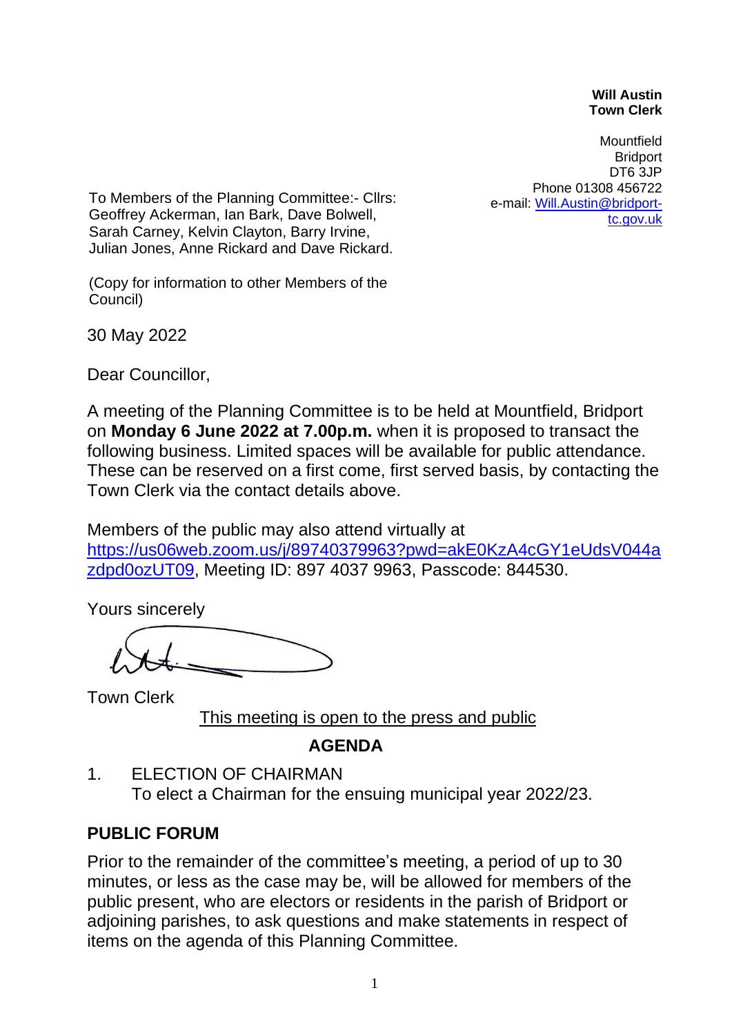**Will Austin**
**Town Clerk**

Mountfield
Bridport
DT6 3JP
Phone 01308 456722
e-mail: Will.Austin@bridport-tc.gov.uk

To Members of the Planning Committee:- Cllrs: Geoffrey Ackerman, Ian Bark, Dave Bolwell, Sarah Carney, Kelvin Clayton, Barry Irvine, Julian Jones, Anne Rickard and Dave Rickard.

(Copy for information to other Members of the Council)

30 May 2022

Dear Councillor,

A meeting of the Planning Committee is to be held at Mountfield, Bridport on **Monday 6 June 2022 at 7.00p.m.** when it is proposed to transact the following business. Limited spaces will be available for public attendance. These can be reserved on a first come, first served basis, by contacting the Town Clerk via the contact details above.

Members of the public may also attend virtually at https://us06web.zoom.us/j/89740379963?pwd=akE0KzA4cGY1eUdsV044azdpd0ozUT09, Meeting ID: 897 4037 9963, Passcode: 844530.

Yours sincerely

Town Clerk

This meeting is open to the press and public

## AGENDA

1. ELECTION OF CHAIRMAN
   To elect a Chairman for the ensuing municipal year 2022/23.

## PUBLIC FORUM

Prior to the remainder of the committee's meeting, a period of up to 30 minutes, or less as the case may be, will be allowed for members of the public present, who are electors or residents in the parish of Bridport or adjoining parishes, to ask questions and make statements in respect of items on the agenda of this Planning Committee.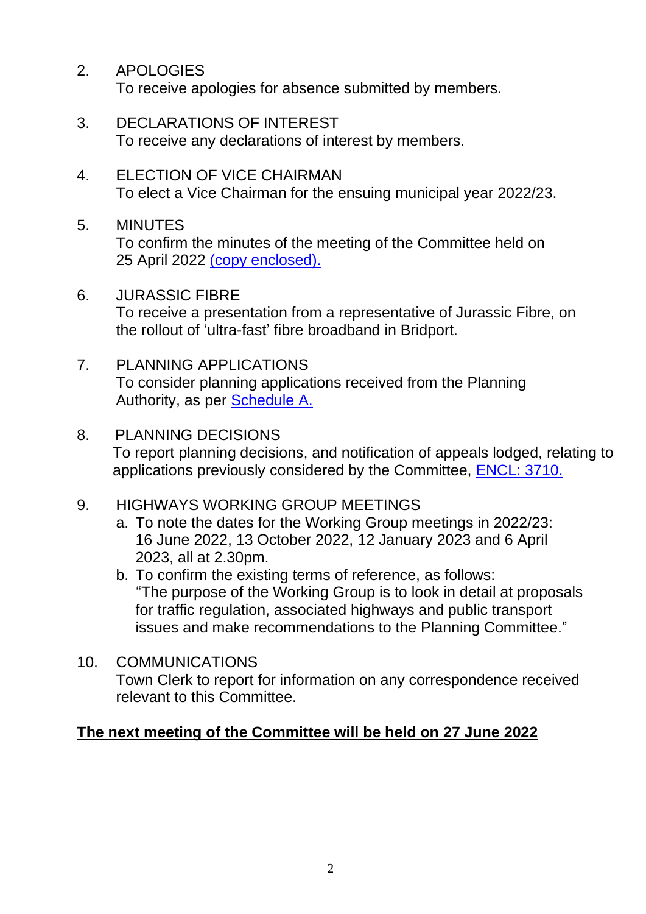2. APOLOGIES
   To receive apologies for absence submitted by members.

3. DECLARATIONS OF INTEREST
   To receive any declarations of interest by members.

4. ELECTION OF VICE CHAIRMAN
   To elect a Vice Chairman for the ensuing municipal year 2022/23.

5. MINUTES
   To confirm the minutes of the meeting of the Committee held on 25 April 2022 (copy enclosed).

6. JURASSIC FIBRE
   To receive a presentation from a representative of Jurassic Fibre, on the rollout of 'ultra-fast' fibre broadband in Bridport.

7. PLANNING APPLICATIONS
   To consider planning applications received from the Planning Authority, as per Schedule A.

8. PLANNING DECISIONS
   To report planning decisions, and notification of appeals lodged, relating to applications previously considered by the Committee, ENCL: 3710.

9. HIGHWAYS WORKING GROUP MEETINGS
   a. To note the dates for the Working Group meetings in 2022/23: 16 June 2022, 13 October 2022, 12 January 2023 and 6 April 2023, all at 2.30pm.
   b. To confirm the existing terms of reference, as follows: "The purpose of the Working Group is to look in detail at proposals for traffic regulation, associated highways and public transport issues and make recommendations to the Planning Committee."

10. COMMUNICATIONS
    Town Clerk to report for information on any correspondence received relevant to this Committee.

**The next meeting of the Committee will be held on 27 June 2022**